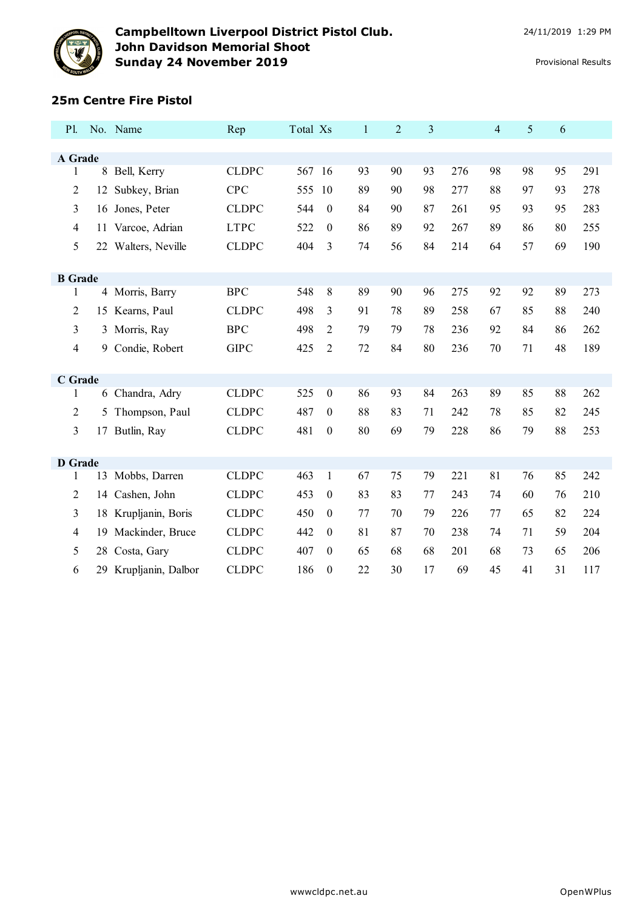# Campbelltown Liverpool District Pistol Club.
# John Davidson Memorial Shoot
# Sunday 24 November 2019

24/11/2019 1:29 PM

Provisional Results

## 25m Centre Fire Pistol

| Pl. | No. | Name | Rep | Total | Xs | 1 | 2 | 3 | | 4 | 5 | 6 | |
|---|---|---|---|---|---|---|---|---|---|---|---|---|---|
| **A Grade** | | | | | | | | | | | | | |
| 1 | 8 | Bell, Kerry | CLDPC | 567 | 16 | 93 | 90 | 93 | 276 | 98 | 98 | 95 | 291 |
| 2 | 12 | Subkey, Brian | CPC | 555 | 10 | 89 | 90 | 98 | 277 | 88 | 97 | 93 | 278 |
| 3 | 16 | Jones, Peter | CLDPC | 544 | 0 | 84 | 90 | 87 | 261 | 95 | 93 | 95 | 283 |
| 4 | 11 | Varcoe, Adrian | LTPC | 522 | 0 | 86 | 89 | 92 | 267 | 89 | 86 | 80 | 255 |
| 5 | 22 | Walters, Neville | CLDPC | 404 | 3 | 74 | 56 | 84 | 214 | 64 | 57 | 69 | 190 |
| **B Grade** | | | | | | | | | | | | | |
| 1 | 4 | Morris, Barry | BPC | 548 | 8 | 89 | 90 | 96 | 275 | 92 | 92 | 89 | 273 |
| 2 | 15 | Kearns, Paul | CLDPC | 498 | 3 | 91 | 78 | 89 | 258 | 67 | 85 | 88 | 240 |
| 3 | 3 | Morris, Ray | BPC | 498 | 2 | 79 | 79 | 78 | 236 | 92 | 84 | 86 | 262 |
| 4 | 9 | Condie, Robert | GIPC | 425 | 2 | 72 | 84 | 80 | 236 | 70 | 71 | 48 | 189 |
| **C Grade** | | | | | | | | | | | | | |
| 1 | 6 | Chandra, Adry | CLDPC | 525 | 0 | 86 | 93 | 84 | 263 | 89 | 85 | 88 | 262 |
| 2 | 5 | Thompson, Paul | CLDPC | 487 | 0 | 88 | 83 | 71 | 242 | 78 | 85 | 82 | 245 |
| 3 | 17 | Butlin, Ray | CLDPC | 481 | 0 | 80 | 69 | 79 | 228 | 86 | 79 | 88 | 253 |
| **D Grade** | | | | | | | | | | | | | |
| 1 | 13 | Mobbs, Darren | CLDPC | 463 | 1 | 67 | 75 | 79 | 221 | 81 | 76 | 85 | 242 |
| 2 | 14 | Cashen, John | CLDPC | 453 | 0 | 83 | 83 | 77 | 243 | 74 | 60 | 76 | 210 |
| 3 | 18 | Krupljanin, Boris | CLDPC | 450 | 0 | 77 | 70 | 79 | 226 | 77 | 65 | 82 | 224 |
| 4 | 19 | Mackinder, Bruce | CLDPC | 442 | 0 | 81 | 87 | 70 | 238 | 74 | 71 | 59 | 204 |
| 5 | 28 | Costa, Gary | CLDPC | 407 | 0 | 65 | 68 | 68 | 201 | 68 | 73 | 65 | 206 |
| 6 | 29 | Krupljanin, Dalbor | CLDPC | 186 | 0 | 22 | 30 | 17 | 69 | 45 | 41 | 31 | 117 |

wwwcldpc.net.au

OpenWPlus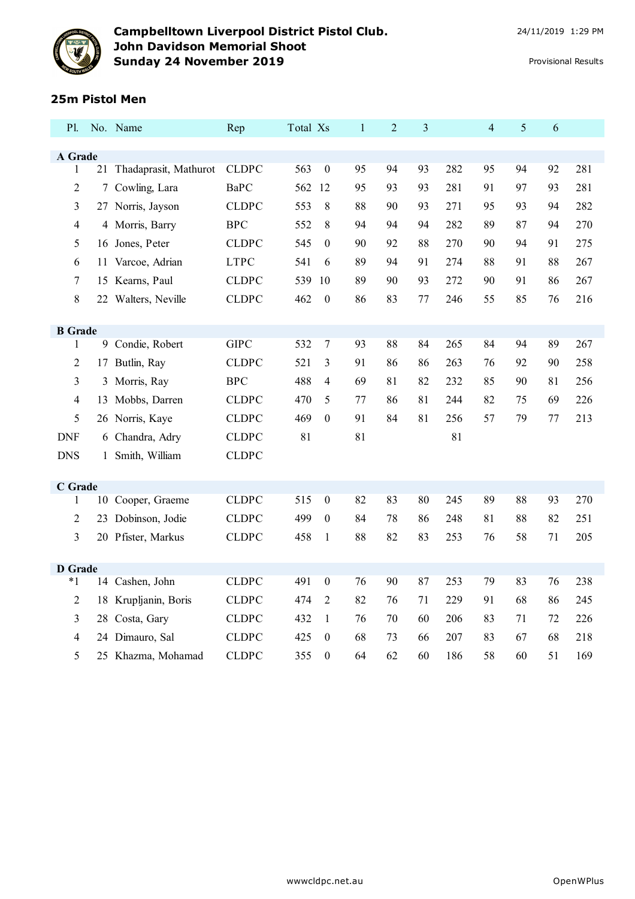**Campbelltown Liverpool District Pistol Club.**
**John Davidson Memorial Shoot**
**Sunday 24 November 2019**

24/11/2019 1:29 PM

Provisional Results

## 25m Pistol Men

| Pl. | No. | Name | Rep | Total | Xs | 1 | 2 | 3 | | 4 | 5 | 6 | |
|---|---|---|---|---|---|---|---|---|---|---|---|---|---|
| **A Grade** | | | | | | | | | | | | | |
| 1 | 21 | Thadaprasit, Mathurot | CLDPC | 563 | 0 | 95 | 94 | 93 | 282 | 95 | 94 | 92 | 281 |
| 2 | 7 | Cowling, Lara | BaPC | 562 | 12 | 95 | 93 | 93 | 281 | 91 | 97 | 93 | 281 |
| 3 | 27 | Norris, Jayson | CLDPC | 553 | 8 | 88 | 90 | 93 | 271 | 95 | 93 | 94 | 282 |
| 4 | 4 | Morris, Barry | BPC | 552 | 8 | 94 | 94 | 94 | 282 | 89 | 87 | 94 | 270 |
| 5 | 16 | Jones, Peter | CLDPC | 545 | 0 | 90 | 92 | 88 | 270 | 90 | 94 | 91 | 275 |
| 6 | 11 | Varcoe, Adrian | LTPC | 541 | 6 | 89 | 94 | 91 | 274 | 88 | 91 | 88 | 267 |
| 7 | 15 | Kearns, Paul | CLDPC | 539 | 10 | 89 | 90 | 93 | 272 | 90 | 91 | 86 | 267 |
| 8 | 22 | Walters, Neville | CLDPC | 462 | 0 | 86 | 83 | 77 | 246 | 55 | 85 | 76 | 216 |
| **B Grade** | | | | | | | | | | | | | |
| 1 | 9 | Condie, Robert | GIPC | 532 | 7 | 93 | 88 | 84 | 265 | 84 | 94 | 89 | 267 |
| 2 | 17 | Butlin, Ray | CLDPC | 521 | 3 | 91 | 86 | 86 | 263 | 76 | 92 | 90 | 258 |
| 3 | 3 | Morris, Ray | BPC | 488 | 4 | 69 | 81 | 82 | 232 | 85 | 90 | 81 | 256 |
| 4 | 13 | Mobbs, Darren | CLDPC | 470 | 5 | 77 | 86 | 81 | 244 | 82 | 75 | 69 | 226 |
| 5 | 26 | Norris, Kaye | CLDPC | 469 | 0 | 91 | 84 | 81 | 256 | 57 | 79 | 77 | 213 |
| DNF | 6 | Chandra, Adry | CLDPC | 81 | | 81 | | | 81 | | | | |
| DNS | 1 | Smith, William | CLDPC | | | | | | | | | | |
| **C Grade** | | | | | | | | | | | | | |
| 1 | 10 | Cooper, Graeme | CLDPC | 515 | 0 | 82 | 83 | 80 | 245 | 89 | 88 | 93 | 270 |
| 2 | 23 | Dobinson, Jodie | CLDPC | 499 | 0 | 84 | 78 | 86 | 248 | 81 | 88 | 82 | 251 |
| 3 | 20 | Pfister, Markus | CLDPC | 458 | 1 | 88 | 82 | 83 | 253 | 76 | 58 | 71 | 205 |
| **D Grade** | | | | | | | | | | | | | |
| *1 | 14 | Cashen, John | CLDPC | 491 | 0 | 76 | 90 | 87 | 253 | 79 | 83 | 76 | 238 |
| 2 | 18 | Krupljanin, Boris | CLDPC | 474 | 2 | 82 | 76 | 71 | 229 | 91 | 68 | 86 | 245 |
| 3 | 28 | Costa, Gary | CLDPC | 432 | 1 | 76 | 70 | 60 | 206 | 83 | 71 | 72 | 226 |
| 4 | 24 | Dimauro, Sal | CLDPC | 425 | 0 | 68 | 73 | 66 | 207 | 83 | 67 | 68 | 218 |
| 5 | 25 | Khazma, Mohamad | CLDPC | 355 | 0 | 64 | 62 | 60 | 186 | 58 | 60 | 51 | 169 |

wwwcldpc.net.au OpenWPlus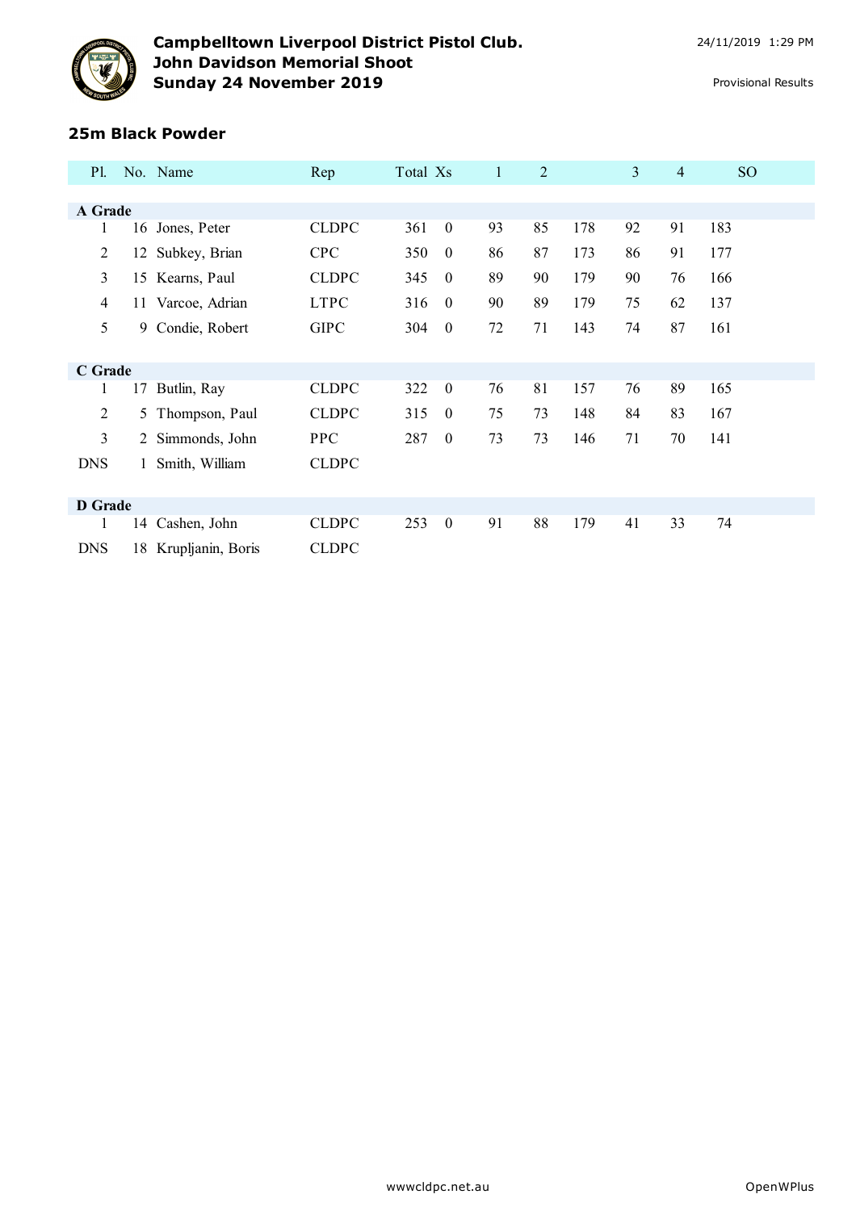**Campbelltown Liverpool District Pistol Club.**
**John Davidson Memorial Shoot**
**Sunday 24 November 2019**

24/11/2019 1:29 PM

Provisional Results

## 25m Black Powder

| Pl. | No. | Name | Rep | Total | Xs | 1 | 2 | | 3 | 4 | | SO |
|---|---|---|---|---|---|---|---|---|---|---|---|---|
| **A Grade** | | | | | | | | | | | | |
| 1 | 16 | Jones, Peter | CLDPC | 361 | 0 | 93 | 85 | 178 | 92 | 91 | 183 | |
| 2 | 12 | Subkey, Brian | CPC | 350 | 0 | 86 | 87 | 173 | 86 | 91 | 177 | |
| 3 | 15 | Kearns, Paul | CLDPC | 345 | 0 | 89 | 90 | 179 | 90 | 76 | 166 | |
| 4 | 11 | Varcoe, Adrian | LTPC | 316 | 0 | 90 | 89 | 179 | 75 | 62 | 137 | |
| 5 | 9 | Condie, Robert | GIPC | 304 | 0 | 72 | 71 | 143 | 74 | 87 | 161 | |
| **C Grade** | | | | | | | | | | | | |
| 1 | 17 | Butlin, Ray | CLDPC | 322 | 0 | 76 | 81 | 157 | 76 | 89 | 165 | |
| 2 | 5 | Thompson, Paul | CLDPC | 315 | 0 | 75 | 73 | 148 | 84 | 83 | 167 | |
| 3 | 2 | Simmonds, John | PPC | 287 | 0 | 73 | 73 | 146 | 71 | 70 | 141 | |
| DNS | 1 | Smith, William | CLDPC | | | | | | | | | |
| **D Grade** | | | | | | | | | | | | |
| 1 | 14 | Cashen, John | CLDPC | 253 | 0 | 91 | 88 | 179 | 41 | 33 | 74 | |
| DNS | 18 | Krupljanin, Boris | CLDPC | | | | | | | | | |

wwwcldpc.net.au

OpenWPlus